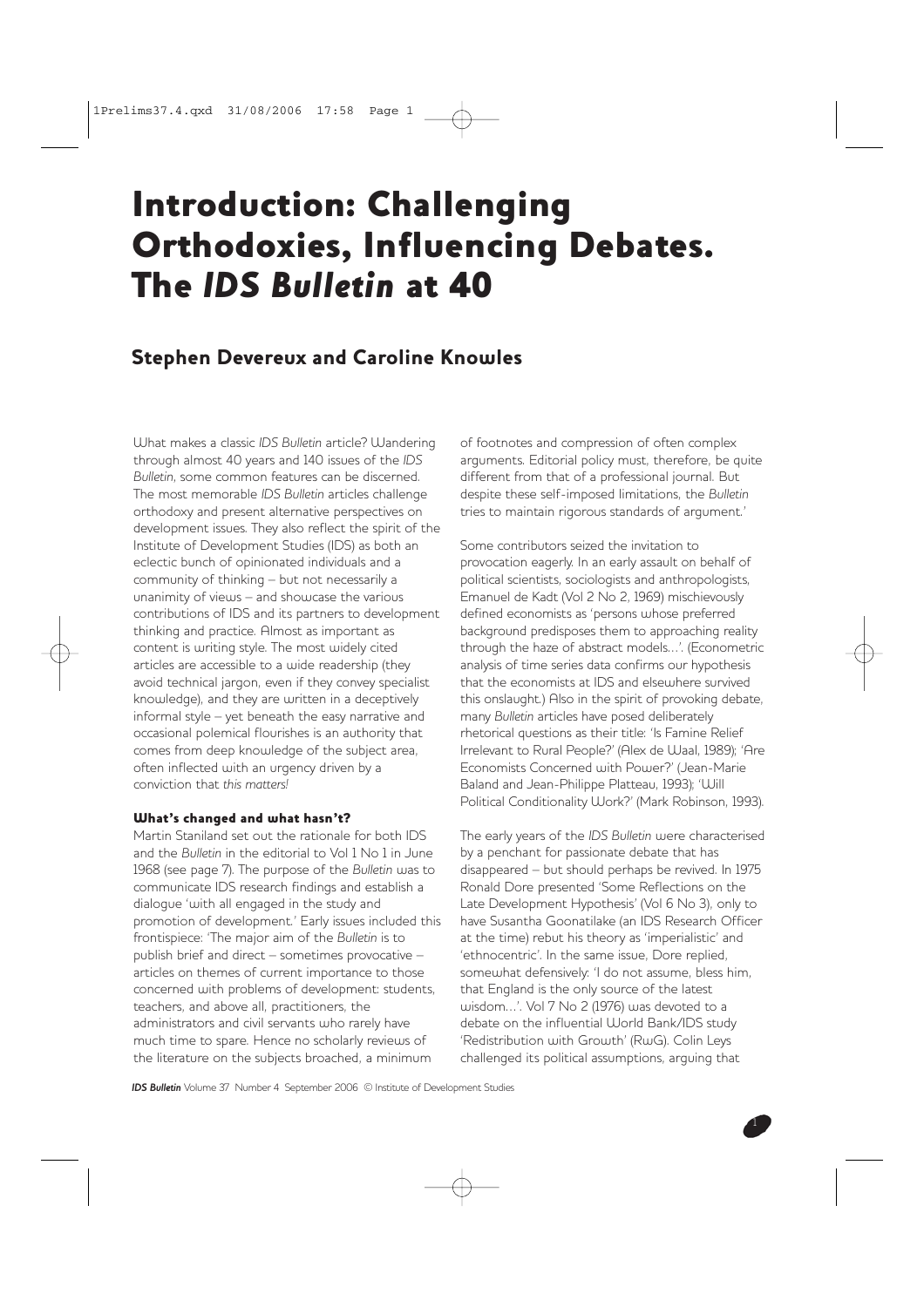# Introduction: Challenging Orthodoxies, Influencing Debates. The *IDS Bulletin* at 40

## Stephen Devereux and Caroline Knowles

What makes a classic *IDS Bulletin* article? Wandering through almost 40 years and 140 issues of the *IDS Bulletin*, some common features can be discerned. The most memorable *IDS Bulletin* articles challenge orthodoxy and present alternative perspectives on development issues. They also reflect the spirit of the Institute of Development Studies (IDS) as both an eclectic bunch of opinionated individuals and a community of thinking – but not necessarily a unanimity of views – and showcase the various contributions of IDS and its partners to development thinking and practice. Almost as important as content is writing style. The most widely cited articles are accessible to a wide readership (they avoid technical jargon, even if they convey specialist knowledge), and they are written in a deceptively informal style – yet beneath the easy narrative and occasional polemical flourishes is an authority that comes from deep knowledge of the subject area, often inflected with an urgency driven by a conviction that *this matters!*

### What's changed and what hasn't?

Martin Staniland set out the rationale for both IDS and the *Bulletin* in the editorial to Vol 1 No 1 in June 1968 (see page 7). The purpose of the *Bulletin* was to communicate IDS research findings and establish a dialogue 'with all engaged in the study and promotion of development.' Early issues included this frontispiece: 'The major aim of the *Bulletin* is to publish brief and direct – sometimes provocative – articles on themes of current importance to those concerned with problems of development: students, teachers, and above all, practitioners, the administrators and civil servants who rarely have much time to spare. Hence no scholarly reviews of the literature on the subjects broached, a minimum of footnotes and compression of often complex arguments. Editorial policy must, therefore, be quite different from that of a professional journal. But despite these self-imposed limitations, the *Bulletin* tries to maintain rigorous standards of argument.'

Some contributors seized the invitation to provocation eagerly. In an early assault on behalf of political scientists, sociologists and anthropologists, Emanuel de Kadt (Vol 2 No 2, 1969) mischievously defined economists as 'persons whose preferred background predisposes them to approaching reality through the haze of abstract models…'. (Econometric analysis of time series data confirms our hypothesis that the economists at IDS and elsewhere survived this onslaught.) Also in the spirit of provoking debate, many *Bulletin* articles have posed deliberately rhetorical questions as their title: 'Is Famine Relief Irrelevant to Rural People?' (Alex de Waal, 1989); 'Are Economists Concerned with Power?' (Jean-Marie Baland and Jean-Philippe Platteau, 1993); 'Will Political Conditionality Work?' (Mark Robinson, 1993).

The early years of the *IDS Bulletin* were characterised by a penchant for passionate debate that has disappeared – but should perhaps be revived. In 1975 Ronald Dore presented 'Some Reflections on the Late Development Hypothesis' (Vol 6 No 3), only to have Susantha Goonatilake (an IDS Research Officer at the time) rebut his theory as 'imperialistic' and 'ethnocentric'. In the same issue, Dore replied, somewhat defensively: 'I do not assume, bless him, that England is the only source of the latest wisdom…'. Vol 7 No 2 (1976) was devoted to a debate on the influential World Bank/IDS study 'Redistribution with Growth' (RwG). Colin Leys challenged its political assumptions, arguing that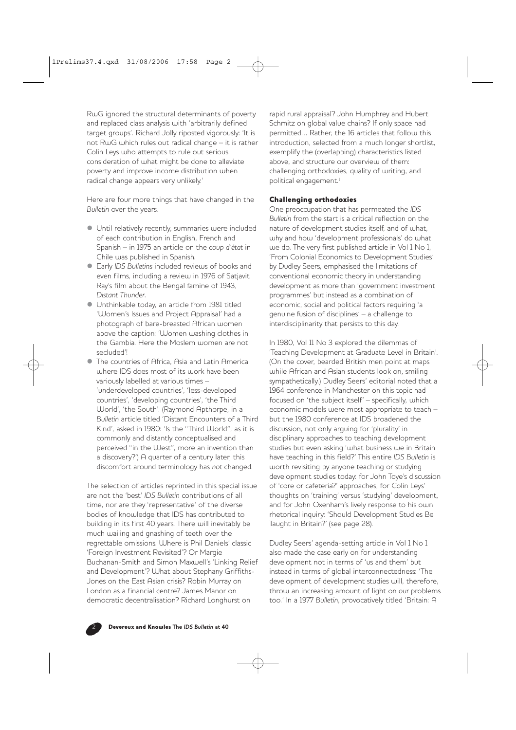RwG ignored the structural determinants of poverty and replaced class analysis with 'arbitrarily defined target groups'. Richard Jolly riposted vigorously: 'It is not RwG which rules out radical change – it is rather Colin Leys who attempts to rule out serious consideration of what might be done to alleviate poverty and improve income distribution when radical change appears very unlikely.'

Here are four more things that have changed in the *Bulletin* over the years.

- Until relatively recently, summaries were included of each contribution in English, French and Spanish – in 1975 an article on the *coup d'état* in Chile was published in Spanish.
- Early *IDS Bulletins* included reviews of books and even films, including a review in 1976 of Satjavit Ray's film about the Bengal famine of 1943, *Distant Thunder*.
- Unthinkable today, an article from 1981 titled 'Women's Issues and Project Appraisal' had a photograph of bare-breasted African women above the caption: 'Women washing clothes in the Gambia. Here the Moslem women are not secluded'!
- The countries of Africa, Asia and Latin America where IDS does most of its work have been variously labelled at various times – 'underdeveloped countries', 'less-developed countries', 'developing countries', 'the Third World', 'the South'. (Raymond Apthorpe, in a *Bulletin* article titled 'Distant Encounters of a Third Kind', asked in 1980: 'Is the "Third World", as it is commonly and distantly conceptualised and perceived "in the West", more an invention than a discovery?') A quarter of a century later, this discomfort around terminology has *not* changed.

The selection of articles reprinted in this special issue are not the 'best' *IDS Bulletin* contributions of all time, nor are they 'representative' of the diverse bodies of knowledge that IDS has contributed to building in its first 40 years. There will inevitably be much wailing and gnashing of teeth over the regrettable omissions. Where is Phil Daniels' classic 'Foreign Investment Revisited'? Or Margie Buchanan-Smith and Simon Maxwell's 'Linking Relief and Development'? What about Stephany Griffiths-Jones on the East Asian crisis? Robin Murray on London as a financial centre? James Manor on democratic decentralisation? Richard Longhurst on rapid rural appraisal? John Humphrey and Hubert Schmitz on global value chains? If only space had permitted… Rather, the 16 articles that follow this introduction, selected from a much longer shortlist, exemplify the (overlapping) characteristics listed above, and structure our overview of them: challenging orthodoxies, quality of writing, and political engagement.[1]

## Challenging orthodoxies

One preoccupation that has permeated the *IDS Bulletin* from the start is a critical reflection on the nature of development studies itself, and of what, why and how 'development professionals' do what we do. The very first published article in Vol 1 No 1, 'From Colonial Economics to Development Studies' by Dudley Seers, emphasised the limitations of conventional economic theory in understanding development as more than 'government investment programmes' but instead as a combination of economic, social and political factors requiring 'a genuine fusion of disciplines' – a challenge to interdisciplinarity that persists to this day.

In 1980, Vol 11 No 3 explored the dilemmas of 'Teaching Development at Graduate Level in Britain'. (On the cover, bearded British men point at maps while African and Asian students look on, smiling sympathetically.) Dudley Seers' editorial noted that a 1964 conference in Manchester on this topic had focused on 'the subject itself' – specifically, which economic models were most appropriate to teach – but the 1980 conference at IDS broadened the discussion, not only arguing for 'plurality' in disciplinary approaches to teaching development studies but even asking 'what business we in Britain have teaching in this field?' This entire *IDS Bulletin* is worth revisiting by anyone teaching or studying development studies today: for John Toye's discussion of 'core or cafeteria?' approaches, for Colin Leys' thoughts on 'training' versus 'studying' development, and for John Oxenham's lively response to his own rhetorical inquiry: 'Should Development Studies Be Taught in Britain?' (see page 28).

Dudley Seers' agenda-setting article in Vol 1 No 1 also made the case early on for understanding development not in terms of 'us and them' but instead in terms of global interconnectedness: 'The development of development studies will, therefore, throw an increasing amount of light on *our* problems too.' In a 1977 *Bulletin*, provocatively titled 'Britain: A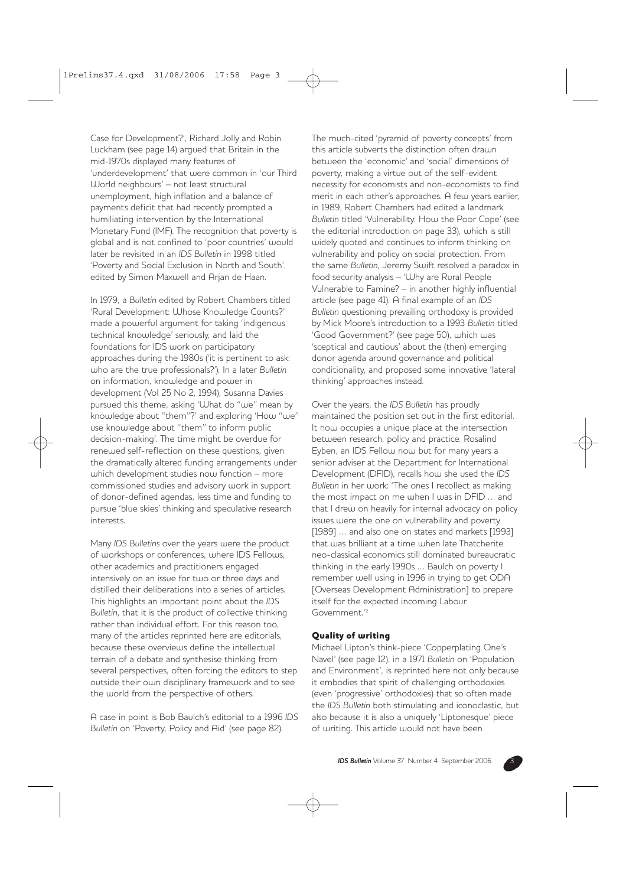Case for Development?', Richard Jolly and Robin Luckham (see page 14) argued that Britain in the mid-1970s displayed many features of 'underdevelopment' that were common in 'our Third World neighbours' – not least structural unemployment, high inflation and a balance of payments deficit that had recently prompted a humiliating intervention by the International Monetary Fund (IMF). The recognition that poverty is global and is not confined to 'poor countries' would later be revisited in an *IDS Bulletin* in 1998 titled 'Poverty and Social Exclusion in North and South', edited by Simon Maxwell and Arjan de Haan.

In 1979, a *Bulletin* edited by Robert Chambers titled 'Rural Development: Whose Knowledge Counts?' made a powerful argument for taking 'indigenous technical knowledge' seriously, and laid the foundations for IDS work on participatory approaches during the 1980s ('it is pertinent to ask: who are the true professionals?'). In a later *Bulletin* on information, knowledge and power in development (Vol 25 No 2, 1994), Susanna Davies pursued this theme, asking 'What do "we" mean by knowledge about "them"?' and exploring 'How "we" use knowledge about "them" to inform public decision-making'. The time might be overdue for renewed self-reflection on these questions, given the dramatically altered funding arrangements under which development studies now function – more commissioned studies and advisory work in support of donor-defined agendas, less time and funding to pursue 'blue skies' thinking and speculative research interests.

Many *IDS Bulletins* over the years were the product of workshops or conferences, where IDS Fellows, other academics and practitioners engaged intensively on an issue for two or three days and distilled their deliberations into a series of articles. This highlights an important point about the *IDS Bulletin*, that it is the product of collective thinking rather than individual effort. For this reason too, many of the articles reprinted here are editorials, because these overviews define the intellectual terrain of a debate and synthesise thinking from several perspectives, often forcing the editors to step outside their own disciplinary framework and to see the world from the perspective of others.

A case in point is Bob Baulch's editorial to a 1996 *IDS Bulletin* on 'Poverty, Policy and Aid' (see page 82). The much-cited 'pyramid of poverty concepts' from this article subverts the distinction often drawn between the 'economic' and 'social' dimensions of poverty, making a virtue out of the self-evident necessity for economists and non-economists to find merit in each other's approaches. A few years earlier, in 1989, Robert Chambers had edited a landmark *Bulletin* titled 'Vulnerability: How the Poor Cope' (see the editorial introduction on page 33), which is still widely quoted and continues to inform thinking on vulnerability and policy on social protection. From the same *Bulletin*, Jeremy Swift resolved a paradox in food security analysis – 'Why are Rural People Vulnerable to Famine? – in another highly influential article (see page 41). A final example of an *IDS Bulletin* questioning prevailing orthodoxy is provided by Mick Moore's introduction to a 1993 *Bulletin* titled 'Good Government?' (see page 50), which was 'sceptical and cautious' about the (then) emerging donor agenda around governance and political conditionality, and proposed some innovative 'lateral thinking' approaches instead.

Over the years, the *IDS Bulletin* has proudly maintained the position set out in the first editorial. It now occupies a unique place at the intersection between research, policy and practice. Rosalind Eyben, an IDS Fellow now but for many years a senior adviser at the Department for International Development (DFID), recalls how she used the *IDS Bulletin* in her work: 'The ones I recollect as making the most impact on me when I was in DFID ... and that I drew on heavily for internal advocacy on policy issues were the one on vulnerability and poverty [1989] ... and also one on states and markets [1993] that was brilliant at a time when late Thatcherite neo-classical economics still dominated bureaucratic thinking in the early 1990s ... Baulch on poverty I remember well using in 1996 in trying to get ODA [Overseas Development Administration] to prepare itself for the expected incoming Labour Government.'[2]

### Quality of writing

Michael Lipton's think-piece 'Copperplating One's Navel' (see page 12), in a 1971 *Bulletin* on 'Population and Environment', is reprinted here not only because it embodies that spirit of challenging orthodoxies (even 'progressive' orthodoxies) that so often made the *IDS Bulletin* both stimulating and iconoclastic, but also because it is also a uniquely 'Liptonesque' piece of writing. This article would not have been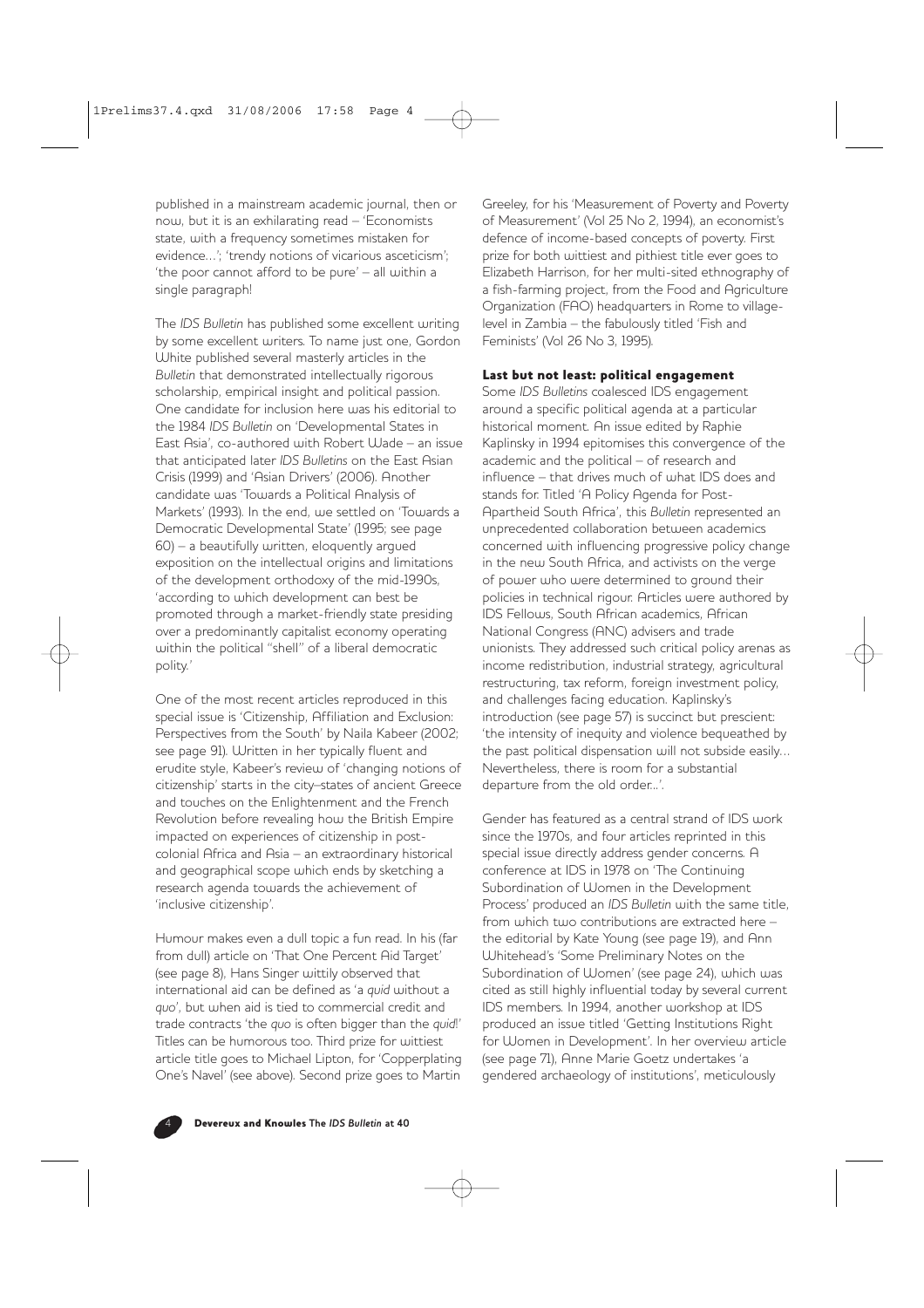published in a mainstream academic journal, then or now, but it is an exhilarating read – 'Economists state, with a frequency sometimes mistaken for evidence…'; 'trendy notions of vicarious asceticism'; 'the poor cannot afford to be pure' – all within a single paragraph!

The *IDS Bulletin* has published some excellent writing by some excellent writers. To name just one, Gordon White published several masterly articles in the *Bulletin* that demonstrated intellectually rigorous scholarship, empirical insight and political passion. One candidate for inclusion here was his editorial to the 1984 *IDS Bulletin* on 'Developmental States in East Asia', co-authored with Robert Wade – an issue that anticipated later *IDS Bulletins* on the East Asian Crisis (1999) and 'Asian Drivers' (2006). Another candidate was 'Towards a Political Analysis of Markets' (1993). In the end, we settled on 'Towards a Democratic Developmental State' (1995; see page 60) – a beautifully written, eloquently argued exposition on the intellectual origins and limitations of the development orthodoxy of the mid-1990s, 'according to which development can best be promoted through a market-friendly state presiding over a predominantly capitalist economy operating within the political "shell" of a liberal democratic polity.'

One of the most recent articles reproduced in this special issue is 'Citizenship, Affiliation and Exclusion: Perspectives from the South' by Naila Kabeer (2002; see page 91). Written in her typically fluent and erudite style, Kabeer's review of 'changing notions of citizenship' starts in the city–states of ancient Greece and touches on the Enlightenment and the French Revolution before revealing how the British Empire impacted on experiences of citizenship in post-colonial Africa and Asia – an extraordinary historical and geographical scope which ends by sketching a research agenda towards the achievement of 'inclusive citizenship'.

Humour makes even a dull topic a fun read. In his (far from dull) article on 'That One Percent Aid Target' (see page 8), Hans Singer wittily observed that international aid can be defined as 'a *quid* without a *quo*', but when aid is tied to commercial credit and trade contracts 'the *quo* is often bigger than the *quid*!' Titles can be humorous too. Third prize for wittiest article title goes to Michael Lipton, for 'Copperplating One's Navel' (see above). Second prize goes to Martin Greeley, for his 'Measurement of Poverty and Poverty of Measurement' (Vol 25 No 2, 1994), an economist's defence of income-based concepts of poverty. First prize for both wittiest and pithiest title ever goes to Elizabeth Harrison, for her multi-sited ethnography of a fish-farming project, from the Food and Agriculture Organization (FAO) headquarters in Rome to village-level in Zambia – the fabulously titled 'Fish and Feminists' (Vol 26 No 3, 1995).

## Last but not least: political engagement

Some *IDS Bulletins* coalesced IDS engagement around a specific political agenda at a particular historical moment. An issue edited by Raphie Kaplinsky in 1994 epitomises this convergence of the academic and the political – of research and influence – that drives much of what IDS does and stands for. Titled 'A Policy Agenda for Post-Apartheid South Africa', this *Bulletin* represented an unprecedented collaboration between academics concerned with influencing progressive policy change in the new South Africa, and activists on the verge of power who were determined to ground their policies in technical rigour. Articles were authored by IDS Fellows, South African academics, African National Congress (ANC) advisers and trade unionists. They addressed such critical policy arenas as income redistribution, industrial strategy, agricultural restructuring, tax reform, foreign investment policy, and challenges facing education. Kaplinsky's introduction (see page 57) is succinct but prescient: 'the intensity of inequity and violence bequeathed by the past political dispensation will not subside easily… Nevertheless, there is room for a substantial departure from the old order…'.

Gender has featured as a central strand of IDS work since the 1970s, and four articles reprinted in this special issue directly address gender concerns. A conference at IDS in 1978 on 'The Continuing Subordination of Women in the Development Process' produced an *IDS Bulletin* with the same title, from which two contributions are extracted here – the editorial by Kate Young (see page 19), and Ann Whitehead's 'Some Preliminary Notes on the Subordination of Women' (see page 24), which was cited as still highly influential today by several current IDS members. In 1994, another workshop at IDS produced an issue titled 'Getting Institutions Right for Women in Development'. In her overview article (see page 71), Anne Marie Goetz undertakes 'a gendered archaeology of institutions', meticulously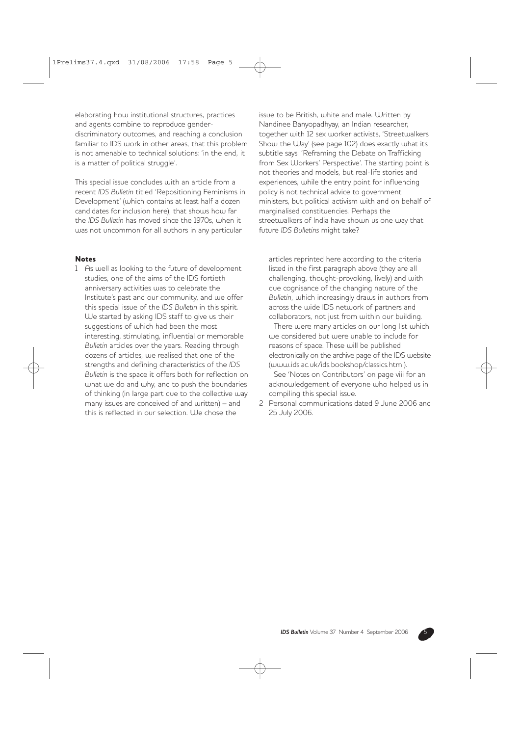elaborating how institutional structures, practices and agents combine to reproduce gender-discriminatory outcomes, and reaching a conclusion familiar to IDS work in other areas, that this problem is not amenable to technical solutions: 'in the end, it is a matter of political struggle'.

This special issue concludes with an article from a recent *IDS Bulletin* titled 'Repositioning Feminisms in Development' (which contains at least half a dozen candidates for inclusion here), that shows how far the *IDS Bulletin* has moved since the 1970s, when it was not uncommon for all authors in any particular issue to be British, white and male. Written by Nandinee Banyopadhyay, an Indian researcher, together with 12 sex worker activists, 'Streetwalkers Show the Way' (see page 102) does exactly what its subtitle says: 'Reframing the Debate on Trafficking from Sex Workers' Perspective'. The starting point is not theories and models, but real-life stories and experiences, while the entry point for influencing policy is not technical advice to government ministers, but political activism with and on behalf of marginalised constituencies. Perhaps the streetwalkers of India have shown us one way that future *IDS Bulletins* might take?

## Notes

1 As well as looking to the future of development studies, one of the aims of the IDS fortieth anniversary activities was to celebrate the Institute's past and our community, and we offer this special issue of the *IDS Bulletin* in this spirit. We started by asking IDS staff to give us their suggestions of which had been the most interesting, stimulating, influential or memorable *Bulletin* articles over the years. Reading through dozens of articles, we realised that one of the strengths and defining characteristics of the *IDS Bulletin* is the space it offers both for reflection on what we do and why, and to push the boundaries of thinking (in large part due to the collective way many issues are conceived of and written) – and this is reflected in our selection. We chose the articles reprinted here according to the criteria listed in the first paragraph above (they are all challenging, thought-provoking, lively) and with due cognisance of the changing nature of the *Bulletin*, which increasingly draws in authors from across the wide IDS network of partners and collaborators, not just from within our building.

   There were many articles on our long list which we considered but were unable to include for reasons of space. These will be published electronically on the archive page of the IDS website (www.ids.ac.uk/ids.bookshop/classics.html).

   See 'Notes on Contributors' on page viii for an acknowledgement of everyone who helped us in compiling this special issue.

2 Personal communications dated 9 June 2006 and 25 July 2006.